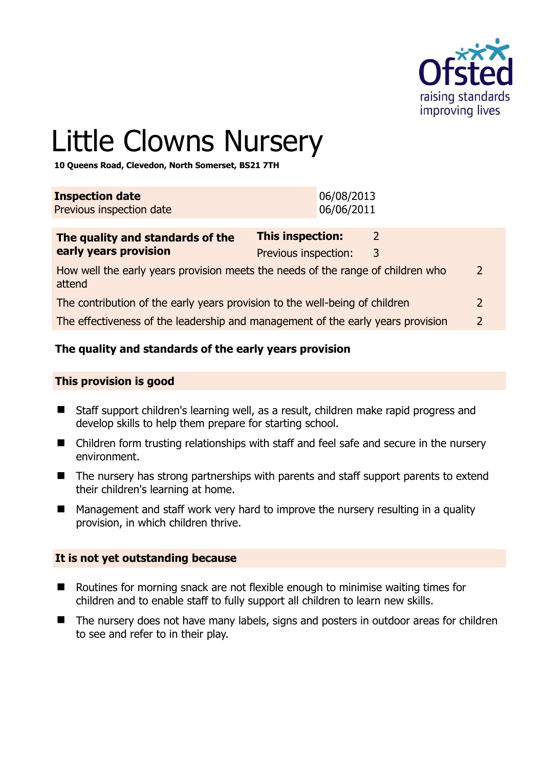# Little Clowns Nursery

**10 Queens Road, Clevedon, North Somerset, BS21 7TH**

| **Inspection date** | 06/08/2013 |
|---|---|
| Previous inspection date | 06/06/2011 |

| **The quality and standards of the early years provision** | **This inspection:** 2 | |
|---|---|---|
| | Previous inspection: 3 | |
| How well the early years provision meets the needs of the range of children who attend | | 2 |
| The contribution of the early years provision to the well-being of children | | 2 |
| The effectiveness of the leadership and management of the early years provision | | 2 |

### The quality and standards of the early years provision

#### This provision is good

- Staff support children's learning well, as a result, children make rapid progress and develop skills to help them prepare for starting school.
- Children form trusting relationships with staff and feel safe and secure in the nursery environment.
- The nursery has strong partnerships with parents and staff support parents to extend their children's learning at home.
- Management and staff work very hard to improve the nursery resulting in a quality provision, in which children thrive.

#### It is not yet outstanding because

- Routines for morning snack are not flexible enough to minimise waiting times for children and to enable staff to fully support all children to learn new skills.
- The nursery does not have many labels, signs and posters in outdoor areas for children to see and refer to in their play.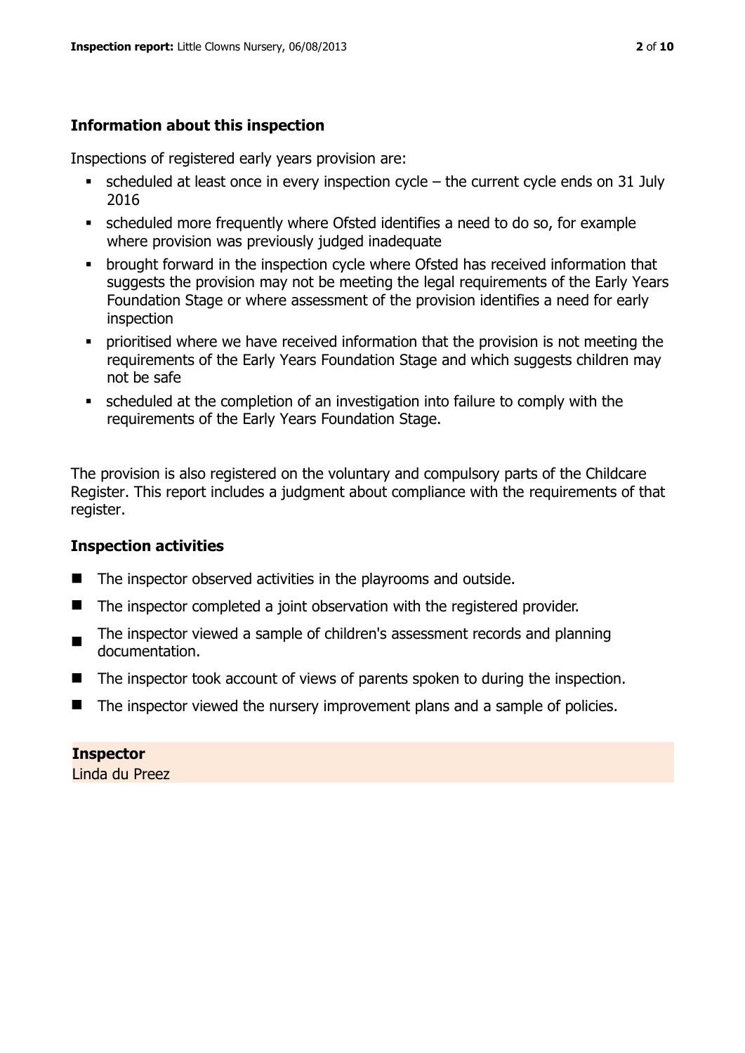## Information about this inspection

Inspections of registered early years provision are:

- scheduled at least once in every inspection cycle – the current cycle ends on 31 July 2016
- scheduled more frequently where Ofsted identifies a need to do so, for example where provision was previously judged inadequate
- brought forward in the inspection cycle where Ofsted has received information that suggests the provision may not be meeting the legal requirements of the Early Years Foundation Stage or where assessment of the provision identifies a need for early inspection
- prioritised where we have received information that the provision is not meeting the requirements of the Early Years Foundation Stage and which suggests children may not be safe
- scheduled at the completion of an investigation into failure to comply with the requirements of the Early Years Foundation Stage.

The provision is also registered on the voluntary and compulsory parts of the Childcare Register. This report includes a judgment about compliance with the requirements of that register.

## Inspection activities

- The inspector observed activities in the playrooms and outside.
- The inspector completed a joint observation with the registered provider.
- The inspector viewed a sample of children's assessment records and planning documentation.
- The inspector took account of views of parents spoken to during the inspection.
- The inspector viewed the nursery improvement plans and a sample of policies.

**Inspector**

Linda du Preez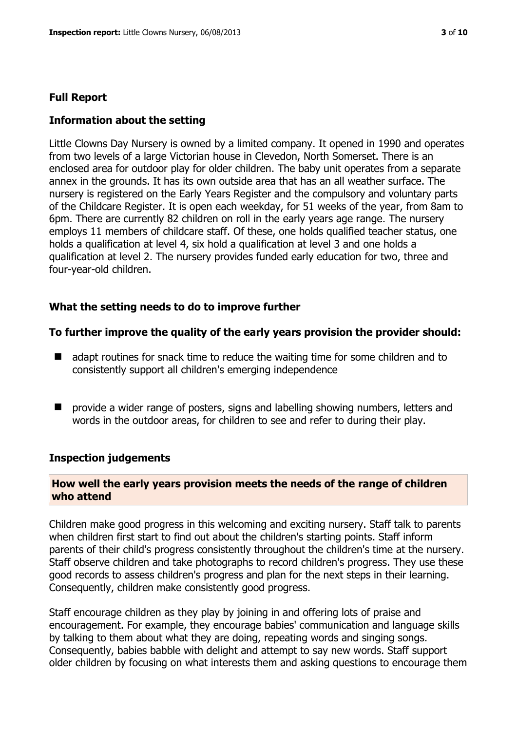## Full Report

### Information about the setting

Little Clowns Day Nursery is owned by a limited company. It opened in 1990 and operates from two levels of a large Victorian house in Clevedon, North Somerset. There is an enclosed area for outdoor play for older children. The baby unit operates from a separate annex in the grounds. It has its own outside area that has an all weather surface. The nursery is registered on the Early Years Register and the compulsory and voluntary parts of the Childcare Register. It is open each weekday, for 51 weeks of the year, from 8am to 6pm. There are currently 82 children on roll in the early years age range. The nursery employs 11 members of childcare staff. Of these, one holds qualified teacher status, one holds a qualification at level 4, six hold a qualification at level 3 and one holds a qualification at level 2. The nursery provides funded early education for two, three and four-year-old children.

### What the setting needs to do to improve further

#### To further improve the quality of the early years provision the provider should:

- adapt routines for snack time to reduce the waiting time for some children and to consistently support all children's emerging independence
- provide a wider range of posters, signs and labelling showing numbers, letters and words in the outdoor areas, for children to see and refer to during their play.

### Inspection judgements

#### How well the early years provision meets the needs of the range of children who attend

Children make good progress in this welcoming and exciting nursery. Staff talk to parents when children first start to find out about the children's starting points. Staff inform parents of their child's progress consistently throughout the children's time at the nursery. Staff observe children and take photographs to record children's progress. They use these good records to assess children's progress and plan for the next steps in their learning. Consequently, children make consistently good progress.

Staff encourage children as they play by joining in and offering lots of praise and encouragement. For example, they encourage babies' communication and language skills by talking to them about what they are doing, repeating words and singing songs. Consequently, babies babble with delight and attempt to say new words. Staff support older children by focusing on what interests them and asking questions to encourage them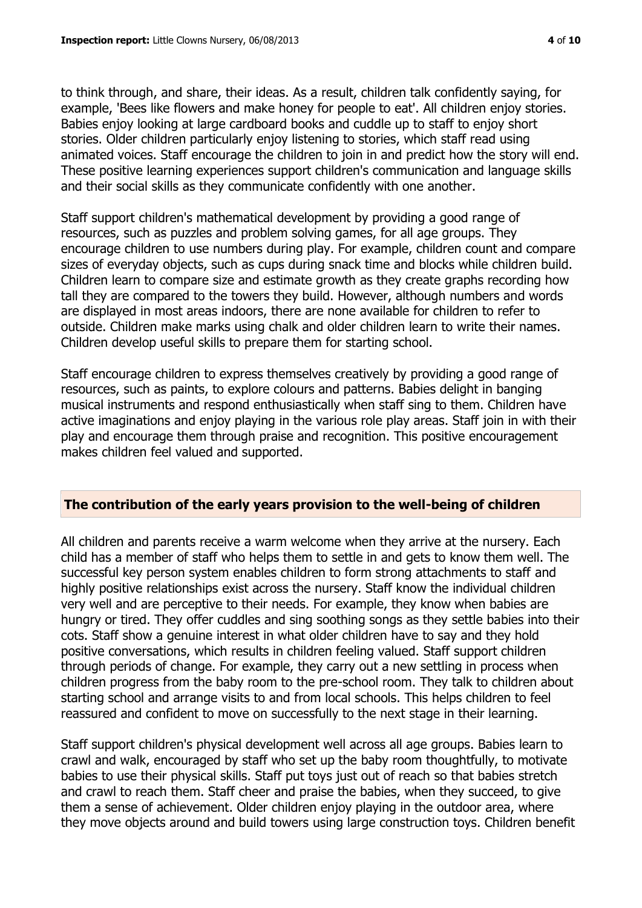to think through, and share, their ideas. As a result, children talk confidently saying, for example, 'Bees like flowers and make honey for people to eat'. All children enjoy stories. Babies enjoy looking at large cardboard books and cuddle up to staff to enjoy short stories. Older children particularly enjoy listening to stories, which staff read using animated voices. Staff encourage the children to join in and predict how the story will end. These positive learning experiences support children's communication and language skills and their social skills as they communicate confidently with one another.

Staff support children's mathematical development by providing a good range of resources, such as puzzles and problem solving games, for all age groups. They encourage children to use numbers during play. For example, children count and compare sizes of everyday objects, such as cups during snack time and blocks while children build. Children learn to compare size and estimate growth as they create graphs recording how tall they are compared to the towers they build. However, although numbers and words are displayed in most areas indoors, there are none available for children to refer to outside. Children make marks using chalk and older children learn to write their names. Children develop useful skills to prepare them for starting school.

Staff encourage children to express themselves creatively by providing a good range of resources, such as paints, to explore colours and patterns. Babies delight in banging musical instruments and respond enthusiastically when staff sing to them. Children have active imaginations and enjoy playing in the various role play areas. Staff join in with their play and encourage them through praise and recognition. This positive encouragement makes children feel valued and supported.

## The contribution of the early years provision to the well-being of children

All children and parents receive a warm welcome when they arrive at the nursery. Each child has a member of staff who helps them to settle in and gets to know them well. The successful key person system enables children to form strong attachments to staff and highly positive relationships exist across the nursery. Staff know the individual children very well and are perceptive to their needs. For example, they know when babies are hungry or tired. They offer cuddles and sing soothing songs as they settle babies into their cots. Staff show a genuine interest in what older children have to say and they hold positive conversations, which results in children feeling valued. Staff support children through periods of change. For example, they carry out a new settling in process when children progress from the baby room to the pre-school room. They talk to children about starting school and arrange visits to and from local schools. This helps children to feel reassured and confident to move on successfully to the next stage in their learning.

Staff support children's physical development well across all age groups. Babies learn to crawl and walk, encouraged by staff who set up the baby room thoughtfully, to motivate babies to use their physical skills. Staff put toys just out of reach so that babies stretch and crawl to reach them. Staff cheer and praise the babies, when they succeed, to give them a sense of achievement. Older children enjoy playing in the outdoor area, where they move objects around and build towers using large construction toys. Children benefit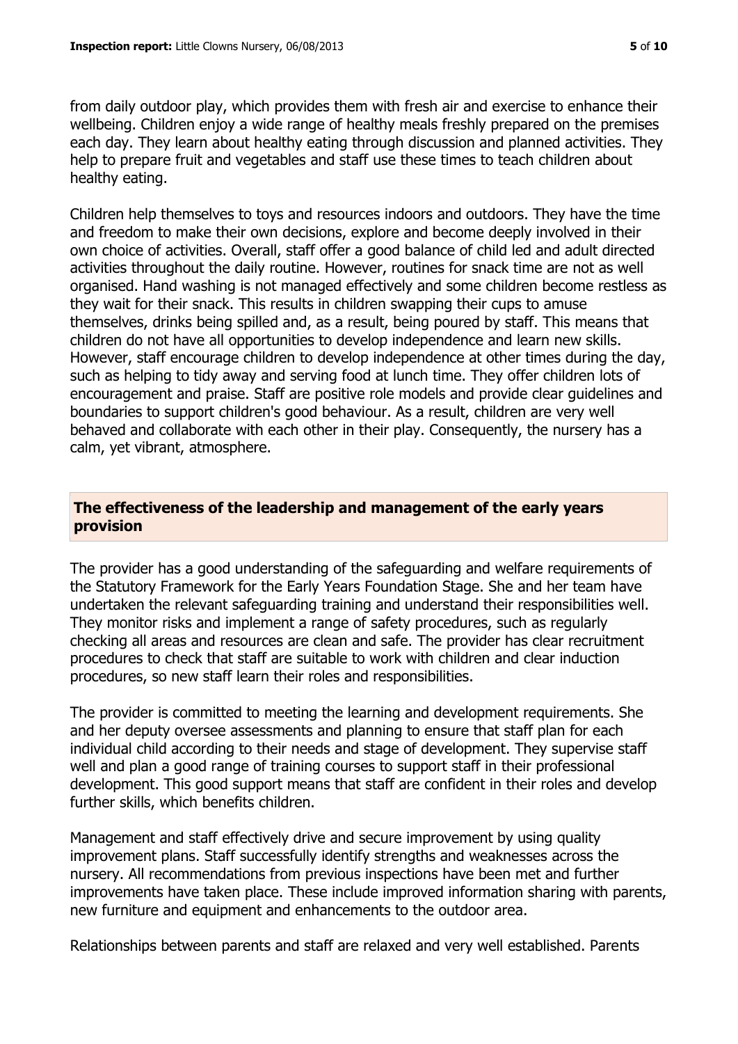from daily outdoor play, which provides them with fresh air and exercise to enhance their wellbeing. Children enjoy a wide range of healthy meals freshly prepared on the premises each day. They learn about healthy eating through discussion and planned activities. They help to prepare fruit and vegetables and staff use these times to teach children about healthy eating.

Children help themselves to toys and resources indoors and outdoors. They have the time and freedom to make their own decisions, explore and become deeply involved in their own choice of activities. Overall, staff offer a good balance of child led and adult directed activities throughout the daily routine. However, routines for snack time are not as well organised. Hand washing is not managed effectively and some children become restless as they wait for their snack. This results in children swapping their cups to amuse themselves, drinks being spilled and, as a result, being poured by staff. This means that children do not have all opportunities to develop independence and learn new skills. However, staff encourage children to develop independence at other times during the day, such as helping to tidy away and serving food at lunch time. They offer children lots of encouragement and praise. Staff are positive role models and provide clear guidelines and boundaries to support children's good behaviour. As a result, children are very well behaved and collaborate with each other in their play. Consequently, the nursery has a calm, yet vibrant, atmosphere.

## The effectiveness of the leadership and management of the early years provision

The provider has a good understanding of the safeguarding and welfare requirements of the Statutory Framework for the Early Years Foundation Stage. She and her team have undertaken the relevant safeguarding training and understand their responsibilities well. They monitor risks and implement a range of safety procedures, such as regularly checking all areas and resources are clean and safe. The provider has clear recruitment procedures to check that staff are suitable to work with children and clear induction procedures, so new staff learn their roles and responsibilities.

The provider is committed to meeting the learning and development requirements. She and her deputy oversee assessments and planning to ensure that staff plan for each individual child according to their needs and stage of development. They supervise staff well and plan a good range of training courses to support staff in their professional development. This good support means that staff are confident in their roles and develop further skills, which benefits children.

Management and staff effectively drive and secure improvement by using quality improvement plans. Staff successfully identify strengths and weaknesses across the nursery. All recommendations from previous inspections have been met and further improvements have taken place. These include improved information sharing with parents, new furniture and equipment and enhancements to the outdoor area.

Relationships between parents and staff are relaxed and very well established. Parents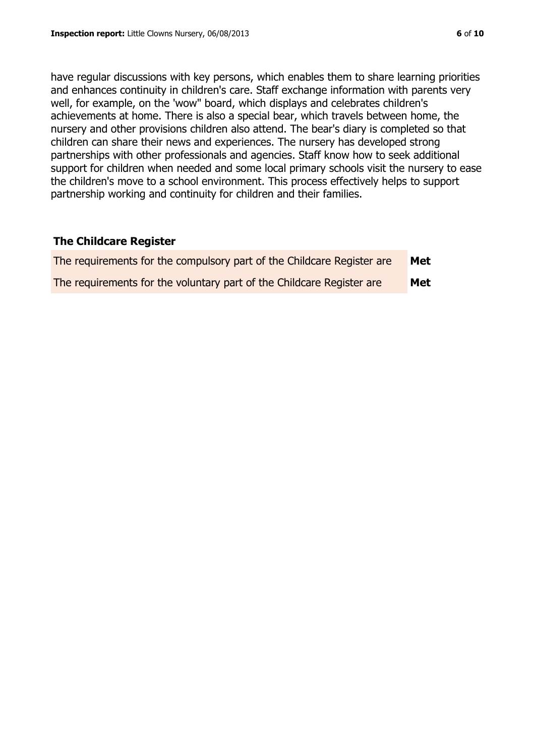have regular discussions with key persons, which enables them to share learning priorities and enhances continuity in children's care. Staff exchange information with parents very well, for example, on the 'wow" board, which displays and celebrates children's achievements at home. There is also a special bear, which travels between home, the nursery and other provisions children also attend. The bear's diary is completed so that children can share their news and experiences. The nursery has developed strong partnerships with other professionals and agencies. Staff know how to seek additional support for children when needed and some local primary schools visit the nursery to ease the children's move to a school environment. This process effectively helps to support partnership working and continuity for children and their families.

## The Childcare Register

| | |
|---|---|
| The requirements for the compulsory part of the Childcare Register are | **Met** |
| The requirements for the voluntary part of the Childcare Register are | **Met** |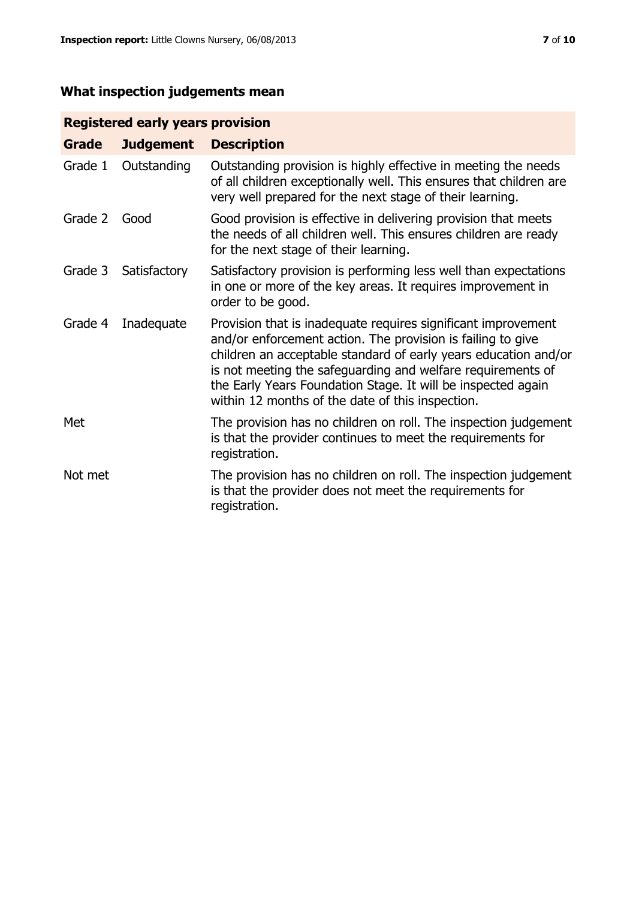## What inspection judgements mean

| Registered early years provision | | |
|---|---|---|
| **Grade** | **Judgement** | **Description** |
| Grade 1 | Outstanding | Outstanding provision is highly effective in meeting the needs of all children exceptionally well. This ensures that children are very well prepared for the next stage of their learning. |
| Grade 2 | Good | Good provision is effective in delivering provision that meets the needs of all children well. This ensures children are ready for the next stage of their learning. |
| Grade 3 | Satisfactory | Satisfactory provision is performing less well than expectations in one or more of the key areas. It requires improvement in order to be good. |
| Grade 4 | Inadequate | Provision that is inadequate requires significant improvement and/or enforcement action. The provision is failing to give children an acceptable standard of early years education and/or is not meeting the safeguarding and welfare requirements of the Early Years Foundation Stage. It will be inspected again within 12 months of the date of this inspection. |
| Met | | The provision has no children on roll. The inspection judgement is that the provider continues to meet the requirements for registration. |
| Not met | | The provision has no children on roll. The inspection judgement is that the provider does not meet the requirements for registration. |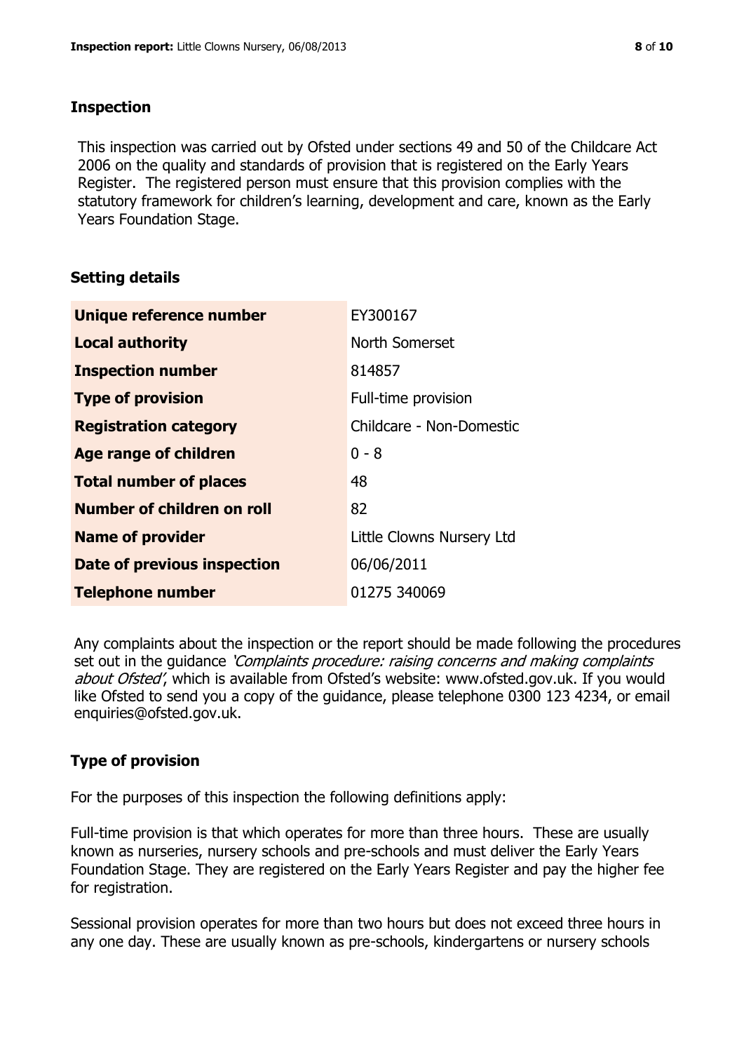## Inspection

This inspection was carried out by Ofsted under sections 49 and 50 of the Childcare Act 2006 on the quality and standards of provision that is registered on the Early Years Register. The registered person must ensure that this provision complies with the statutory framework for children's learning, development and care, known as the Early Years Foundation Stage.

## Setting details

| | |
|---|---|
| **Unique reference number** | EY300167 |
| **Local authority** | North Somerset |
| **Inspection number** | 814857 |
| **Type of provision** | Full-time provision |
| **Registration category** | Childcare - Non-Domestic |
| **Age range of children** | 0 - 8 |
| **Total number of places** | 48 |
| **Number of children on roll** | 82 |
| **Name of provider** | Little Clowns Nursery Ltd |
| **Date of previous inspection** | 06/06/2011 |
| **Telephone number** | 01275 340069 |

Any complaints about the inspection or the report should be made following the procedures set out in the guidance *'Complaints procedure: raising concerns and making complaints about Ofsted'*, which is available from Ofsted's website: www.ofsted.gov.uk. If you would like Ofsted to send you a copy of the guidance, please telephone 0300 123 4234, or email enquiries@ofsted.gov.uk.

## Type of provision

For the purposes of this inspection the following definitions apply:

Full-time provision is that which operates for more than three hours. These are usually known as nurseries, nursery schools and pre-schools and must deliver the Early Years Foundation Stage. They are registered on the Early Years Register and pay the higher fee for registration.

Sessional provision operates for more than two hours but does not exceed three hours in any one day. These are usually known as pre-schools, kindergartens or nursery schools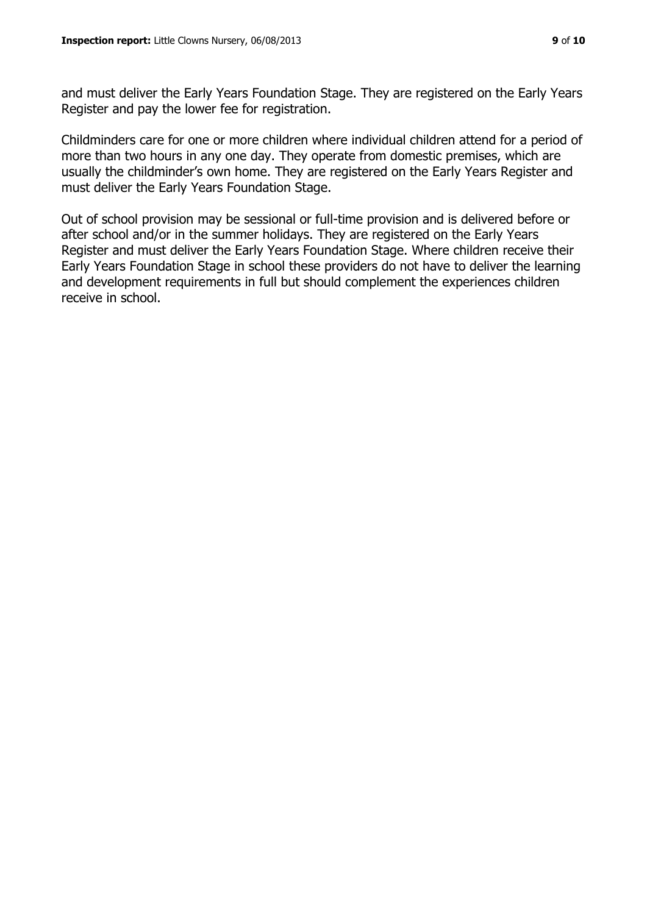and must deliver the Early Years Foundation Stage. They are registered on the Early Years Register and pay the lower fee for registration.

Childminders care for one or more children where individual children attend for a period of more than two hours in any one day. They operate from domestic premises, which are usually the childminder's own home. They are registered on the Early Years Register and must deliver the Early Years Foundation Stage.

Out of school provision may be sessional or full-time provision and is delivered before or after school and/or in the summer holidays. They are registered on the Early Years Register and must deliver the Early Years Foundation Stage. Where children receive their Early Years Foundation Stage in school these providers do not have to deliver the learning and development requirements in full but should complement the experiences children receive in school.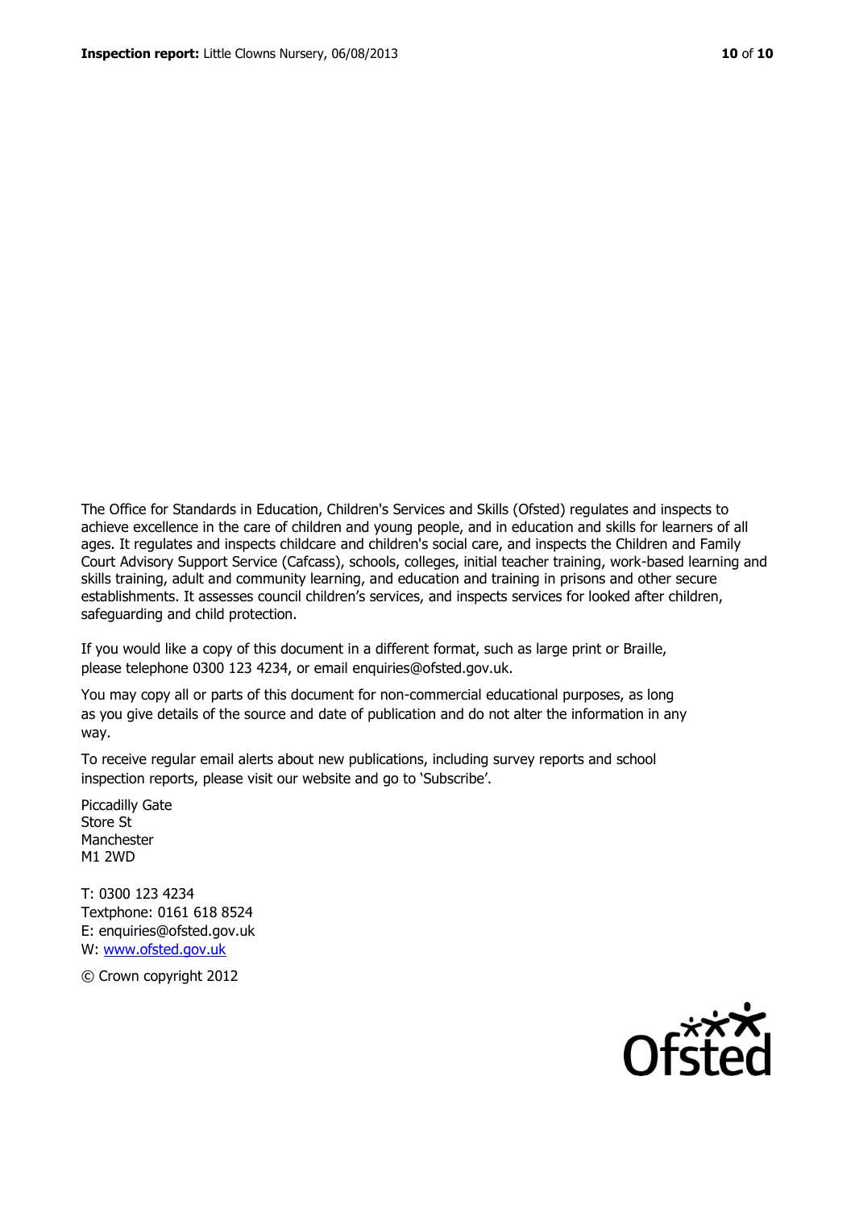The Office for Standards in Education, Children's Services and Skills (Ofsted) regulates and inspects to achieve excellence in the care of children and young people, and in education and skills for learners of all ages. It regulates and inspects childcare and children's social care, and inspects the Children and Family Court Advisory Support Service (Cafcass), schools, colleges, initial teacher training, work-based learning and skills training, adult and community learning, and education and training in prisons and other secure establishments. It assesses council children's services, and inspects services for looked after children, safeguarding and child protection.

If you would like a copy of this document in a different format, such as large print or Braille, please telephone 0300 123 4234, or email enquiries@ofsted.gov.uk.

You may copy all or parts of this document for non-commercial educational purposes, as long as you give details of the source and date of publication and do not alter the information in any way.

To receive regular email alerts about new publications, including survey reports and school inspection reports, please visit our website and go to 'Subscribe'.

Piccadilly Gate
Store St
Manchester
M1 2WD

T: 0300 123 4234
Textphone: 0161 618 8524
E: enquiries@ofsted.gov.uk
W: [www.ofsted.gov.uk](http://www.ofsted.gov.uk)

© Crown copyright 2012

Ofsted